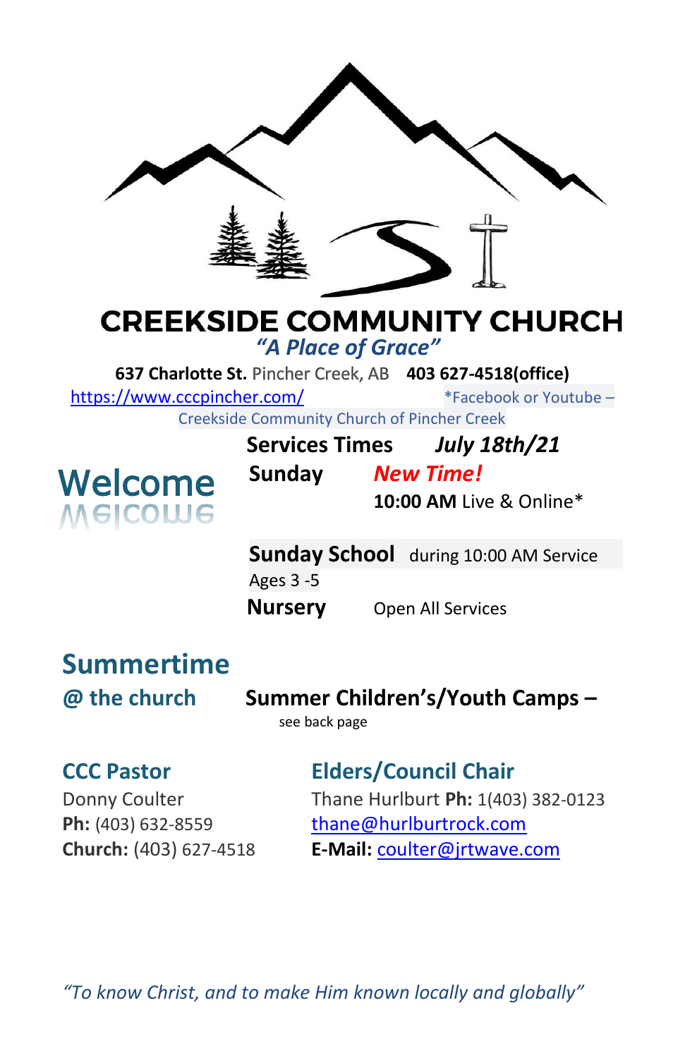# CREEKSIDE COMMUNITY CHURCH

*"A Place of Grace"*

**637 Charlotte St.** Pincher Creek, AB **403 627-4518(office)**

https://www.cccpincher.com/ *Facebook or Youtube – Creekside Community Church of Pincher Creek

## Welcome

**Services Times** ***July 18th/21***

**Sunday** ***New Time!***

**10:00 AM** Live & Online*

**Sunday School** during 10:00 AM Service
Ages 3 -5

**Nursery** Open All Services

## Summertime

### @ the church

**Summer Children's/Youth Camps –**
see back page

### CCC Pastor

Donny Coulter
**Ph:** (403) 632-8559
**Church:** (403) 627-4518

### Elders/Council Chair

Thane Hurlburt **Ph:** 1(403) 382-0123
thane@hurlburtrock.com
**E-Mail:** coulter@jrtwave.com

*"To know Christ, and to make Him known locally and globally"*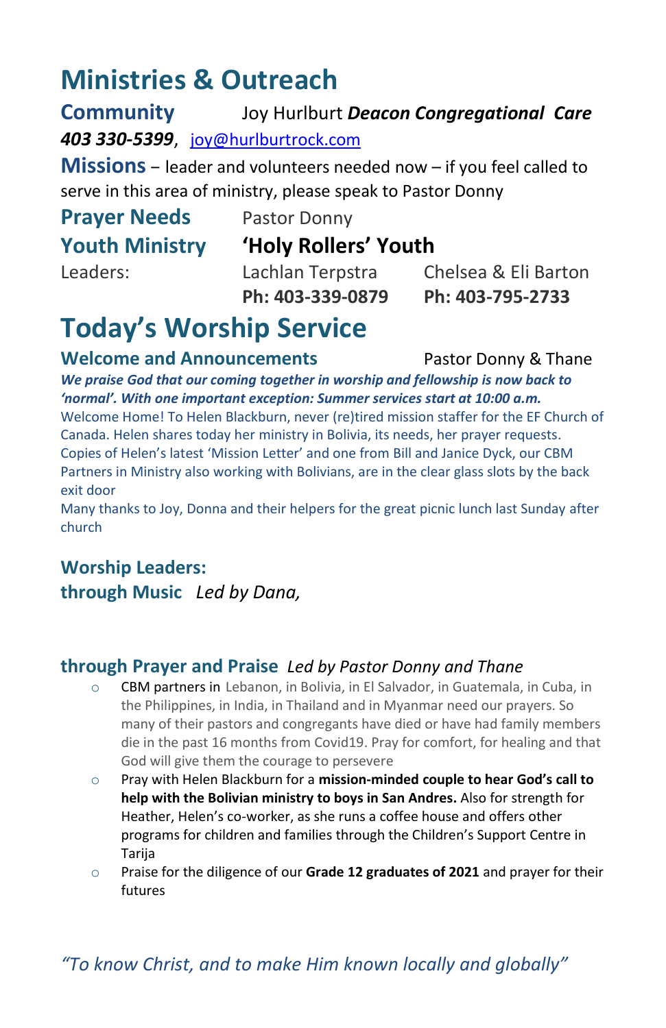# Ministries & Outreach

**Community** Joy Hurlbut ***Deacon Congregational Care***
***403 330-5399***, joy@hurlburtrock.com

**Missions** – leader and volunteers needed now – if you feel called to serve in this area of ministry, please speak to Pastor Donny

**Prayer Needs** Pastor Donny

**Youth Ministry** **'Holy Rollers' Youth**

| Leaders: | Lachlan Terpstra | Chelsea & Eli Barton |
|---|---|---|
| | **Ph: 403-339-0879** | **Ph: 403-795-2733** |

# Today's Worship Service

**Welcome and Announcements** Pastor Donny & Thane

***We praise God that our coming together in worship and fellowship is now back to 'normal'. With one important exception: Summer services start at 10:00 a.m.***

Welcome Home! To Helen Blackburn, never (re)tired mission staffer for the EF Church of Canada. Helen shares today her ministry in Bolivia, its needs, her prayer requests. Copies of Helen's latest 'Mission Letter' and one from Bill and Janice Dyck, our CBM Partners in Ministry also working with Bolivians, are in the clear glass slots by the back exit door

Many thanks to Joy, Donna and their helpers for the great picnic lunch last Sunday after church

**Worship Leaders:**
**through Music** *Led by Dana,*

**through Prayer and Praise** *Led by Pastor Donny and Thane*

- CBM partners in Lebanon, in Bolivia, in El Salvador, in Guatemala, in Cuba, in the Philippines, in India, in Thailand and in Myanmar need our prayers. So many of their pastors and congregants have died or have had family members die in the past 16 months from Covid19. Pray for comfort, for healing and that God will give them the courage to persevere
- Pray with Helen Blackburn for a **mission-minded couple to hear God's call to help with the Bolivian ministry to boys in San Andres.** Also for strength for Heather, Helen's co-worker, as she runs a coffee house and offers other programs for children and families through the Children's Support Centre in Tarija
- Praise for the diligence of our **Grade 12 graduates of 2021** and prayer for their futures

*"To know Christ, and to make Him known locally and globally"*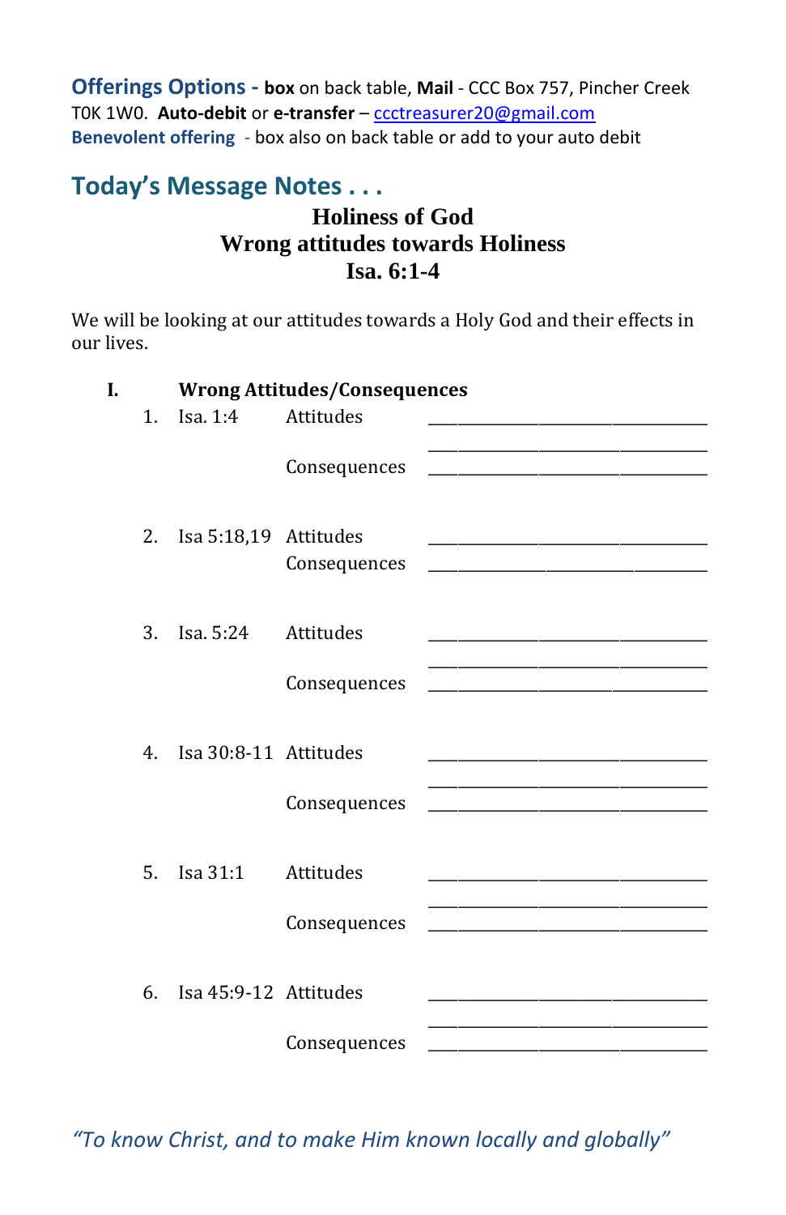**Offerings Options** - **box** on back table, **Mail** - CCC Box 757, Pincher Creek T0K 1W0. **Auto-debit** or **e-transfer** – ccctreasurer20@gmail.com
**Benevolent offering** - box also on back table or add to your auto debit

## Today's Message Notes . . .

### Holiness of God
### Wrong attitudes towards Holiness
### Isa. 6:1-4

We will be looking at our attitudes towards a Holy God and their effects in our lives.

**I. Wrong Attitudes/Consequences**

1. Isa. 1:4 Attitudes ______________________________
   ______________________________
   Consequences ______________________________

2. Isa 5:18,19 Attitudes ______________________________
   Consequences ______________________________

3. Isa. 5:24 Attitudes ______________________________
   ______________________________
   Consequences ______________________________

4. Isa 30:8-11 Attitudes ______________________________
   ______________________________
   Consequences ______________________________

5. Isa 31:1 Attitudes ______________________________
   ______________________________
   Consequences ______________________________

6. Isa 45:9-12 Attitudes ______________________________
   ______________________________
   Consequences ______________________________

*"To know Christ, and to make Him known locally and globally"*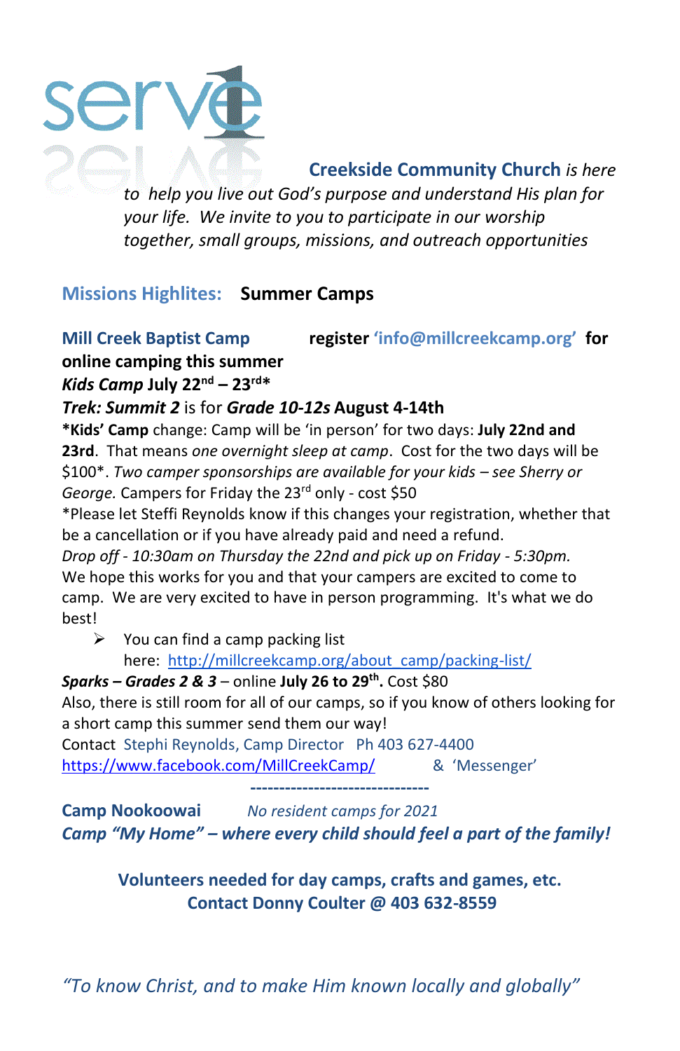serve

**Creekside Community Church** *is here to help you live out God's purpose and understand His plan for your life. We invite to you to participate in our worship together, small groups, missions, and outreach opportunities*

## Missions Highlites: **Summer Camps**

**Mill Creek Baptist Camp** **register 'info@millcreekcamp.org' for online camping this summer**

***Kids Camp* July 22nd – 23rd***

***Trek: Summit 2* is for *Grade 10-12s* August 4-14th**

***Kids' Camp** change: Camp will be 'in person' for two days: **July 22nd and 23rd**. That means *one overnight sleep at camp*. Cost for the two days will be $100*. *Two camper sponsorships are available for your kids – see Sherry or George.* Campers for Friday the 23rd only - cost $50

*Please let Steffi Reynolds know if this changes your registration, whether that be a cancellation or if you have already paid and need a refund.

*Drop off - 10:30am on Thursday the 22nd and pick up on Friday - 5:30pm.*

We hope this works for you and that your campers are excited to come to camp. We are very excited to have in person programming. It's what we do best!

- You can find a camp packing list here: [http://millcreekcamp.org/about_camp/packing-list/](http://millcreekcamp.org/about_camp/packing-list/)

***Sparks – Grades 2 & 3*** – online **July 26 to 29th.** Cost $80

Also, there is still room for all of our camps, so if you know of others looking for a short camp this summer send them our way!

Contact Stephi Reynolds, Camp Director Ph 403 627-4400

[https://www.facebook.com/MillCreekCamp/](https://www.facebook.com/MillCreekCamp/) & 'Messenger'

-------------------------------

**Camp Nookoowai** *No resident camps for 2021*

***Camp "My Home" – where every child should feel a part of the family!***

**Volunteers needed for day camps, crafts and games, etc.**
**Contact Donny Coulter @ 403 632-8559**

*"To know Christ, and to make Him known locally and globally"*